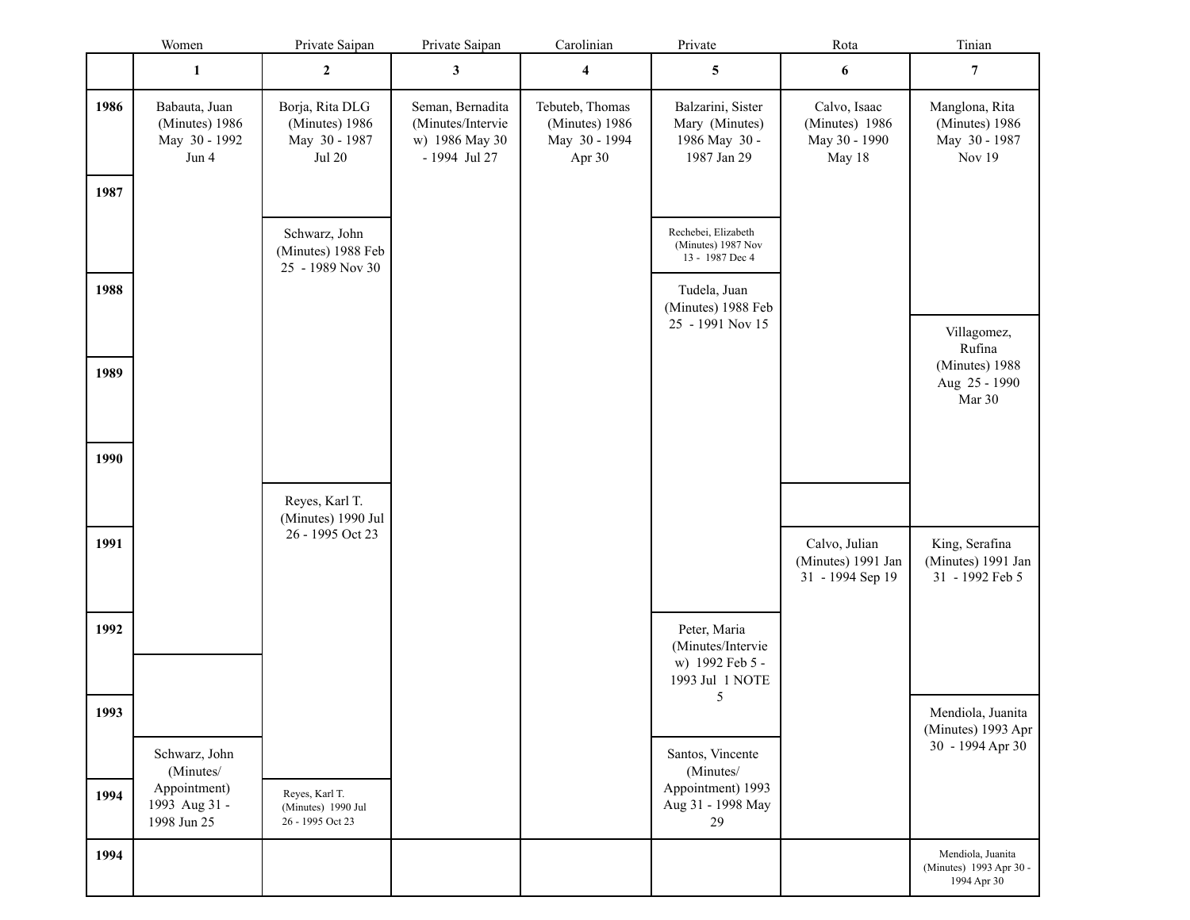| | Women | Private Saipan | Private Saipan | Carolinian | Private | Rota | Tinian |
|---|---|---|---|---|---|---|---|
| | **1** | **2** | **3** | **4** | **5** | **6** | **7** |
| **1986** | Babauta, Juan (Minutes) 1986 May 30 - 1992 Jun 4 | Borja, Rita DLG (Minutes) 1986 May 30 - 1987 Jul 20 | Seman, Bernadita (Minutes/Interview) 1986 May 30 - 1994 Jul 27 | Tebuteb, Thomas (Minutes) 1986 May 30 - 1994 Apr 30 | Balzarini, Sister Mary (Minutes) 1986 May 30 - 1987 Jan 29 | Calvo, Isaac (Minutes) 1986 May 30 - 1990 May 18 | Manglona, Rita (Minutes) 1986 May 30 - 1987 Nov 19 |
| **1987** | | Schwarz, John (Minutes) 1988 Feb 25 - 1989 Nov 30 | | | Rechebei, Elizabeth (Minutes) 1987 Nov 13 - 1987 Dec 4 | | |
| **1988** | | | | | Tudela, Juan (Minutes) 1988 Feb 25 - 1991 Nov 15 | | Villagomez, Rufina (Minutes) 1988 Aug 25 - 1990 Mar 30 |
| **1989** | | | | | | | |
| **1990** | | Reyes, Karl T. (Minutes) 1990 Jul 26 - 1995 Oct 23 | | | | | |
| **1991** | | | | | | Calvo, Julian (Minutes) 1991 Jan 31 - 1994 Sep 19 | King, Serafina (Minutes) 1991 Jan 31 - 1992 Feb 5 |
| **1992** | | | | | Peter, Maria (Minutes/Interview) 1992 Feb 5 - 1993 Jul 1 NOTE 5 | | |
| **1993** | Schwarz, John (Minutes/ Appointment) 1993 Aug 31 - 1998 Jun 25 | | | | Santos, Vincente (Minutes/ Appointment) 1993 Aug 31 - 1998 May 29 | | Mendiola, Juanita (Minutes) 1993 Apr 30 - 1994 Apr 30 |
| **1994** | | Reyes, Karl T. (Minutes) 1990 Jul 26 - 1995 Oct 23 | | | | | |
| **1994** | | | | | | | Mendiola, Juanita (Minutes) 1993 Apr 30 - 1994 Apr 30 |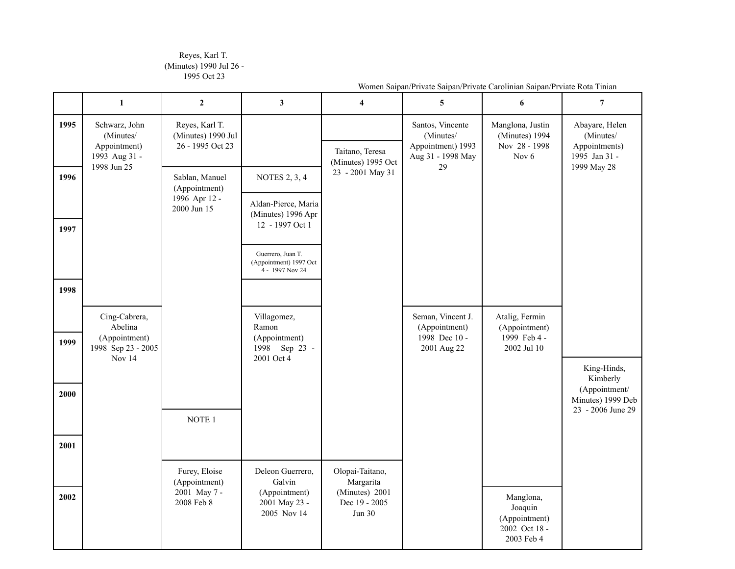Reyes, Karl T. (Minutes) 1990 Jul 26 - 1995 Oct 23

Women Saipan/Private Saipan/Private Carolinian Saipan/Prviate Rota Tinian

| | 1 | 2 | 3 | 4 | 5 | 6 | 7 |
|---|---|---|---|---|---|---|---|
| 1995 | Schwarz, John (Minutes/ Appointment) 1993 Aug 31 - 1998 Jun 25 | Reyes, Karl T. (Minutes) 1990 Jul 26 - 1995 Oct 23 | | Taitano, Teresa (Minutes) 1995 Oct 23 - 2001 May 31 | Santos, Vincente (Minutes/ Appointment) 1993 Aug 31 - 1998 May 29 | Manglona, Justin (Minutes) 1994 Nov 28 - 1998 Nov 6 | Abayare, Helen (Minutes/ Appointments) 1995 Jan 31 - 1999 May 28 |
| 1996 | | Sablan, Manuel (Appointment) 1996 Apr 12 - 2000 Jun 15 | NOTES 2, 3, 4 | | | | |
| | | | Aldan-Pierce, Maria (Minutes) 1996 Apr 12 - 1997 Oct 1 | | | | |
| 1997 | | | Guerrero, Juan T. (Appointment) 1997 Oct 4 - 1997 Nov 24 | | | | |
| 1998 | Cing-Cabrera, Abelina (Appointment) 1998 Sep 23 - 2005 Nov 14 | | Villagomez, Ramon (Appointment) 1998 Sep 23 - 2001 Oct 4 | | Seman, Vincent J. (Appointment) 1998 Dec 10 - 2001 Aug 22 | Atalig, Fermin (Appointment) 1999 Feb 4 - 2002 Jul 10 | |
| 1999 | | | | | | | King-Hinds, Kimberly (Appointment/ Minutes) 1999 Deb 23 - 2006 June 29 |
| 2000 | | NOTE 1 | | | | | |
| 2001 | | Furey, Eloise (Appointment) 2001 May 7 - 2008 Feb 8 | Deleon Guerrero, Galvin (Appointment) 2001 May 23 - 2005 Nov 14 | Olopai-Taitano, Margarita (Minutes) 2001 Dec 19 - 2005 Jun 30 | | | |
| 2002 | | | | | | Manglona, Joaquin (Appointment) 2002 Oct 18 - 2003 Feb 4 | |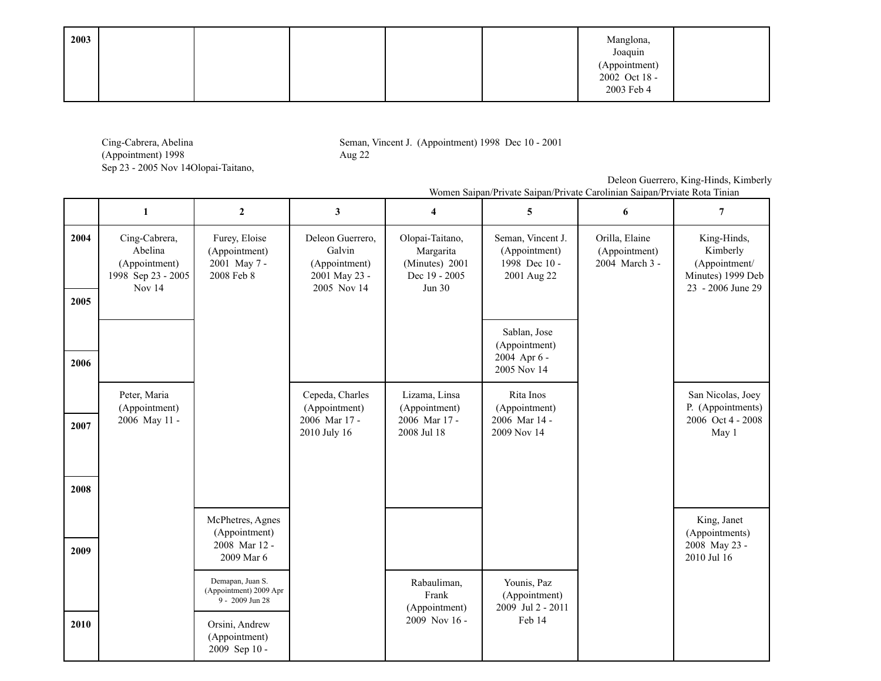| 2003 | | | | | | Manglona, Joaquin (Appointment) 2002 Oct 18 - 2003 Feb 4 | |
|---|---|---|---|---|---|---|---|

Cing-Cabrera, Abelina (Appointment) 1998 Sep 23 - 2005 Nov 14Olopai-Taitano,

Seman, Vincent J. (Appointment) 1998 Dec 10 - 2001 Aug 22

Deleon Guerrero, King-Hinds, Kimberly

Women Saipan/Private Saipan/Private Carolinian Saipan/Prviate Rota Tinian

| | 1 | 2 | 3 | 4 | 5 | 6 | 7 |
|---|---|---|---|---|---|---|---|
| 2004 | Cing-Cabrera, Abelina (Appointment) 1998 Sep 23 - 2005 Nov 14 | Furey, Eloise (Appointment) 2001 May 7 - 2008 Feb 8 | Deleon Guerrero, Galvin (Appointment) 2001 May 23 - 2005 Nov 14 | Olopai-Taitano, Margarita (Minutes) 2001 Dec 19 - 2005 Jun 30 | Seman, Vincent J. (Appointment) 1998 Dec 10 - 2001 Aug 22 | Orilla, Elaine (Appointment) 2004 March 3 - | King-Hinds, Kimberly (Appointment/ Minutes) 1999 Deb 23 - 2006 June 29 |
| 2005 | | | | | Sablan, Jose (Appointment) 2004 Apr 6 - 2005 Nov 14 | | |
| 2006 | | | | | | | |
| 2007 | Peter, Maria (Appointment) 2006 May 11 - | | Cepeda, Charles (Appointment) 2006 Mar 17 - 2010 July 16 | Lizama, Linsa (Appointment) 2006 Mar 17 - 2008 Jul 18 | Rita Inos (Appointment) 2006 Mar 14 - 2009 Nov 14 | | San Nicolas, Joey P. (Appointments) 2006 Oct 4 - 2008 May 1 |
| 2008 | | McPhetres, Agnes (Appointment) 2008 Mar 12 - 2009 Mar 6 | | | | | King, Janet (Appointments) 2008 May 23 - 2010 Jul 16 |
| 2009 | | Demapan, Juan S. (Appointment) 2009 Apr 9 - 2009 Jun 28 | | Rabauliman, Frank (Appointment) 2009 Nov 16 - | Younis, Paz (Appointment) 2009 Jul 2 - 2011 Feb 14 | | |
| 2010 | | Orsini, Andrew (Appointment) 2009 Sep 10 - | | | | | |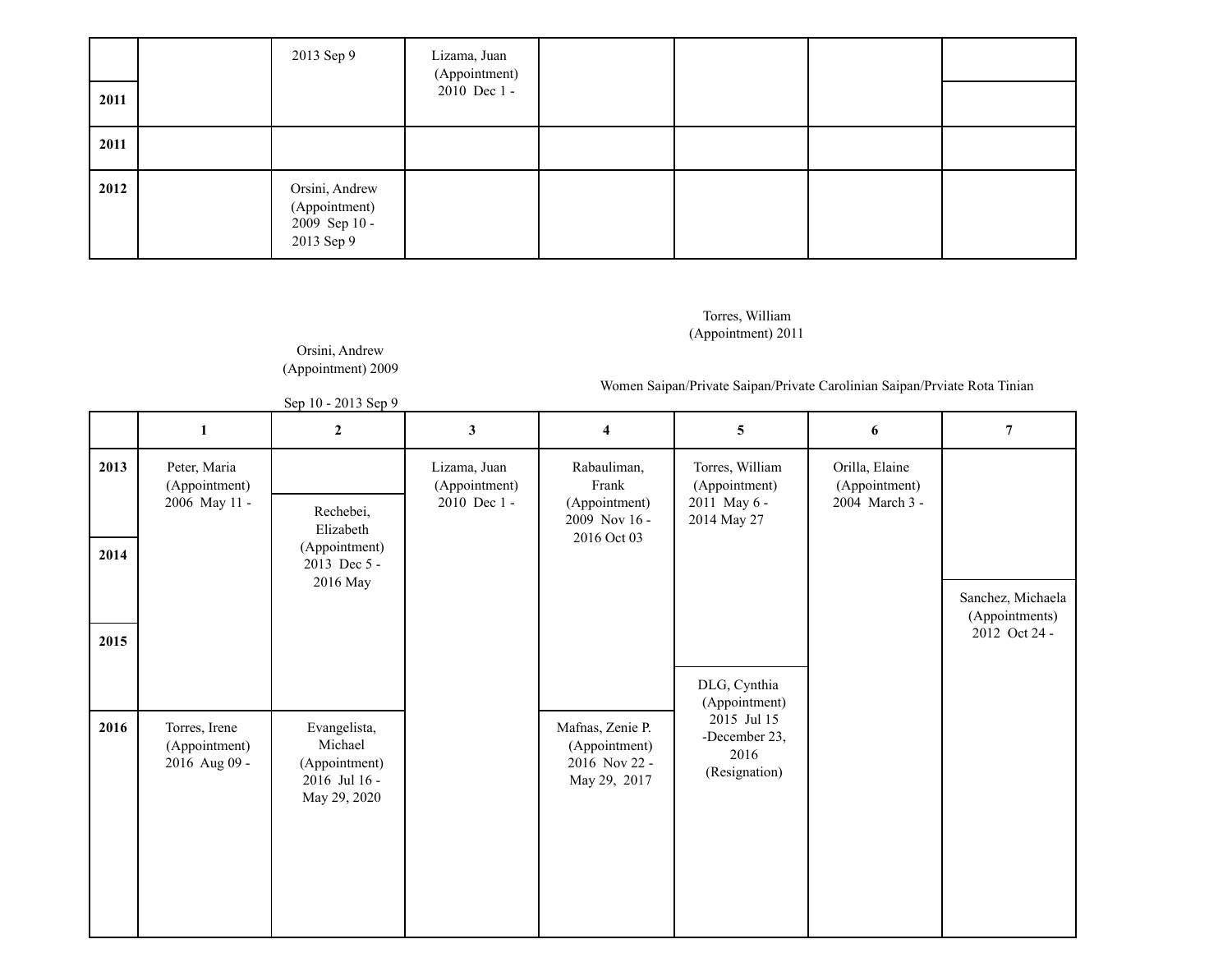| | | | | | | | |
|---|---|---|---|---|---|---|---|
| | | 2013 Sep 9 | Lizama, Juan (Appointment) 2010 Dec 1 - | | | | |
| 2011 | | | | | | | |
| 2011 | | | | | | | |
| 2012 | | Orsini, Andrew (Appointment) 2009 Sep 10 - 2013 Sep 9 | | | | | |

Torres, William (Appointment) 2011

Orsini, Andrew (Appointment) 2009

Women Saipan/Private Saipan/Private Carolinian Saipan/Prviate Rota Tinian

Sep 10 - 2013 Sep 9

| | 1 | 2 | 3 | 4 | 5 | 6 | 7 |
|---|---|---|---|---|---|---|---|
| 2013 | Peter, Maria (Appointment) 2006 May 11 - | Rechebei, Elizabeth (Appointment) 2013 Dec 5 - 2016 May | Lizama, Juan (Appointment) 2010 Dec 1 - | Rabauliman, Frank (Appointment) 2009 Nov 16 - 2016 Oct 03 | Torres, William (Appointment) 2011 May 6 - 2014 May 27 | Orilla, Elaine (Appointment) 2004 March 3 - | |
| 2014 | | | | | | | Sanchez, Michaela (Appointments) 2012 Oct 24 - |
| 2015 | | | | | DLG, Cynthia (Appointment) 2015 Jul 15 -December 23, 2016 (Resignation) | | |
| 2016 | Torres, Irene (Appointment) 2016 Aug 09 - | Evangelista, Michael (Appointment) 2016 Jul 16 - May 29, 2020 | | Mafnas, Zenie P. (Appointment) 2016 Nov 22 - May 29, 2017 | | | |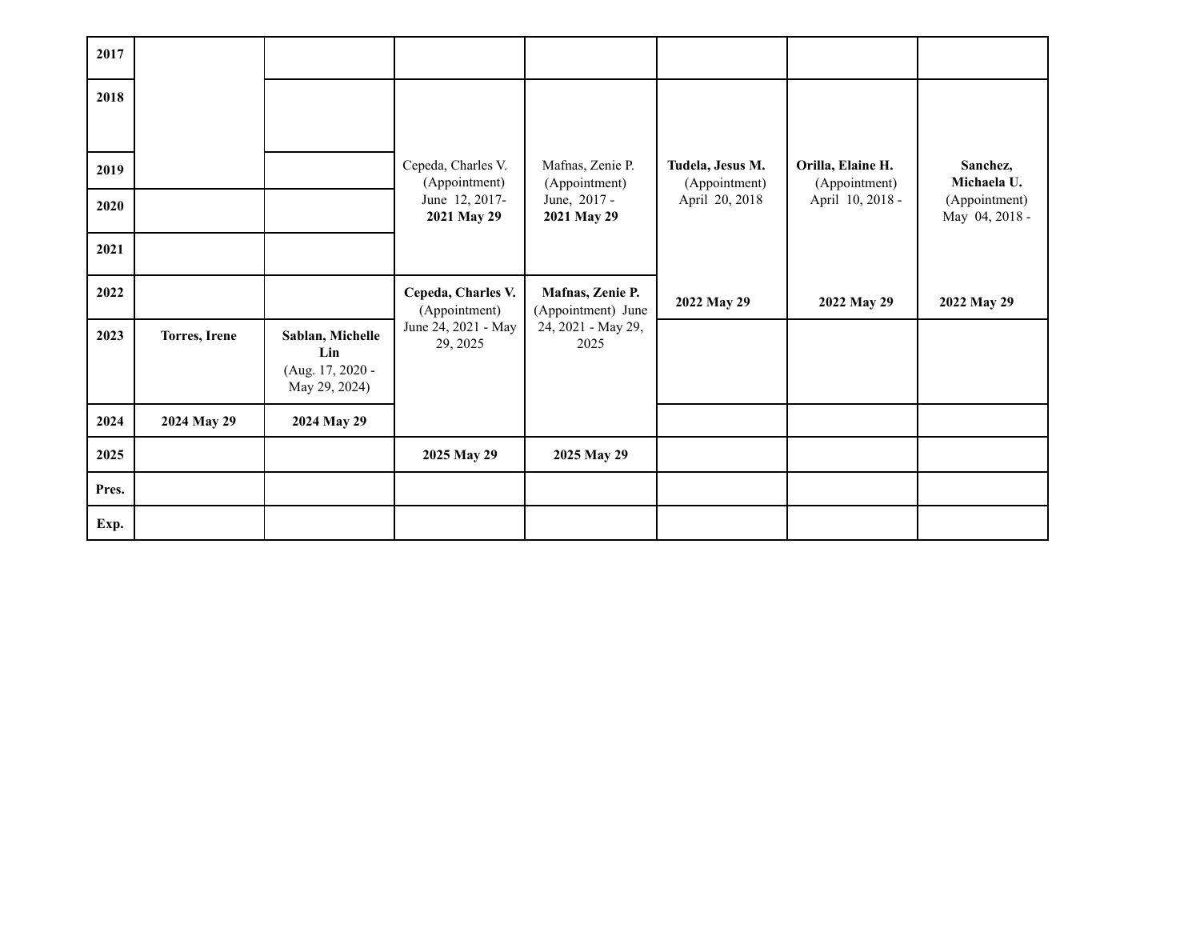| | | | | | | | |
|---|---|---|---|---|---|---|---|
| **2017** | | | | | | | |
| **2018** | | | Cepeda, Charles V. (Appointment) June 12, 2017- **2021 May 29** | Mafnas, Zenie P. (Appointment) June, 2017 - **2021 May 29** | **Tudela, Jesus M.** (Appointment) April 20, 2018 | **Orilla, Elaine H.** (Appointment) April 10, 2018 - | **Sanchez, Michaela U.** (Appointment) May 04, 2018 - |
| **2019** | | | | | | | |
| **2020** | | | | | | | |
| **2021** | | | | | | | |
| **2022** | | | **Cepeda, Charles V.** (Appointment) June 24, 2021 - May 29, 2025 | **Mafnas, Zenie P.** (Appointment) June 24, 2021 - May 29, 2025 | **2022 May 29** | **2022 May 29** | **2022 May 29** |
| **2023** | **Torres, Irene** | **Sablan, Michelle Lin** (Aug. 17, 2020 - May 29, 2024) | | | | | |
| **2024** | **2024 May 29** | **2024 May 29** | | | | | |
| **2025** | | | **2025 May 29** | **2025 May 29** | | | |
| **Pres.** | | | | | | | |
| **Exp.** | | | | | | | |